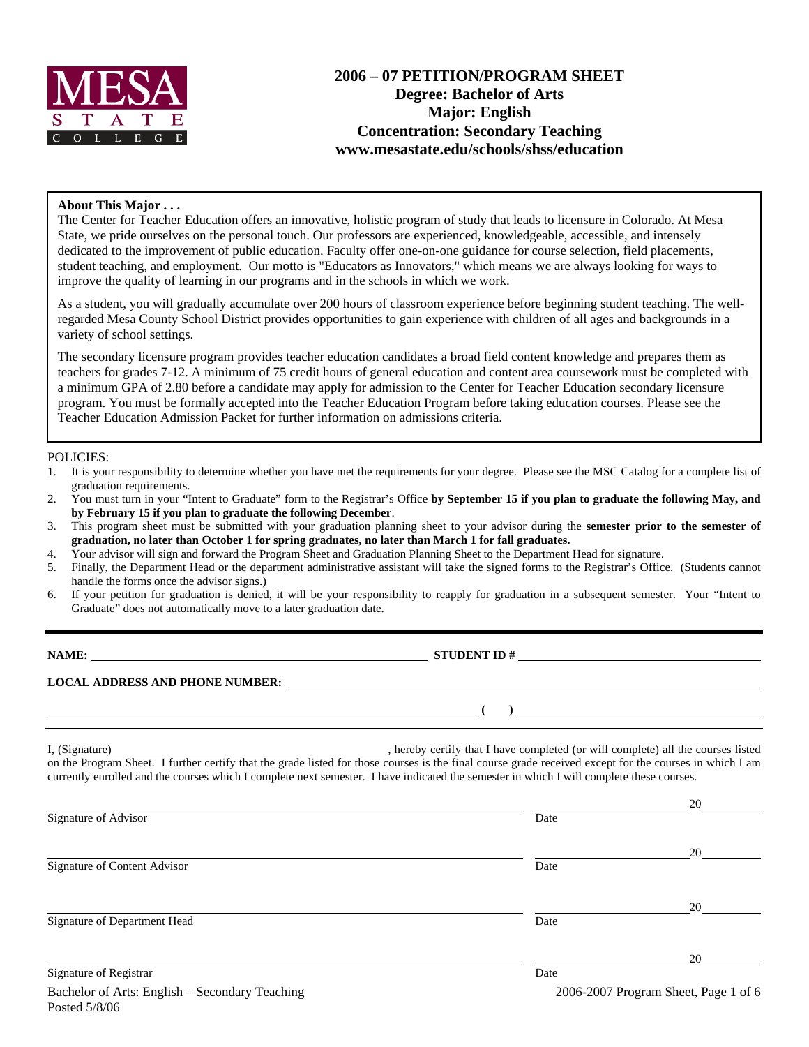MESA STATE COLLEGE

# 2006 – 07 PETITION/PROGRAM SHEET
## Degree: Bachelor of Arts
## Major: English
## Concentration: Secondary Teaching
## www.mesastate.edu/schools/shss/education

**About This Major . . .**

The Center for Teacher Education offers an innovative, holistic program of study that leads to licensure in Colorado. At Mesa State, we pride ourselves on the personal touch. Our professors are experienced, knowledgeable, accessible, and intensely dedicated to the improvement of public education. Faculty offer one-on-one guidance for course selection, field placements, student teaching, and employment. Our motto is "Educators as Innovators," which means we are always looking for ways to improve the quality of learning in our programs and in the schools in which we work.

As a student, you will gradually accumulate over 200 hours of classroom experience before beginning student teaching. The well-regarded Mesa County School District provides opportunities to gain experience with children of all ages and backgrounds in a variety of school settings.

The secondary licensure program provides teacher education candidates a broad field content knowledge and prepares them as teachers for grades 7-12. A minimum of 75 credit hours of general education and content area coursework must be completed with a minimum GPA of 2.80 before a candidate may apply for admission to the Center for Teacher Education secondary licensure program. You must be formally accepted into the Teacher Education Program before taking education courses. Please see the Teacher Education Admission Packet for further information on admissions criteria.

POLICIES:

1. It is your responsibility to determine whether you have met the requirements for your degree. Please see the MSC Catalog for a complete list of graduation requirements.
2. You must turn in your "Intent to Graduate" form to the Registrar's Office **by September 15 if you plan to graduate the following May, and by February 15 if you plan to graduate the following December**.
3. This program sheet must be submitted with your graduation planning sheet to your advisor during the **semester prior to the semester of graduation, no later than October 1 for spring graduates, no later than March 1 for fall graduates.**
4. Your advisor will sign and forward the Program Sheet and Graduation Planning Sheet to the Department Head for signature.
5. Finally, the Department Head or the department administrative assistant will take the signed forms to the Registrar's Office. (Students cannot handle the forms once the advisor signs.)
6. If your petition for graduation is denied, it will be your responsibility to reapply for graduation in a subsequent semester. Your "Intent to Graduate" does not automatically move to a later graduation date.

---

**NAME:** \_\_\_\_\_\_\_\_\_\_\_\_\_\_\_\_\_\_\_\_\_\_\_\_\_\_\_\_\_\_ **STUDENT ID #** \_\_\_\_\_\_\_\_\_\_\_\_\_\_\_\_\_\_\_\_

**LOCAL ADDRESS AND PHONE NUMBER:** \_\_\_\_\_\_\_\_\_\_\_\_\_\_\_\_\_\_\_\_\_\_\_\_\_\_\_\_\_\_

\_\_\_\_\_\_\_\_\_\_\_\_\_\_\_\_\_\_\_\_\_\_\_\_\_\_\_\_\_\_ **( )** \_\_\_\_\_\_\_\_\_\_\_\_\_\_\_\_\_\_\_\_

I, (Signature)\_\_\_\_\_\_\_\_\_\_\_\_\_\_\_\_\_\_\_\_\_\_\_\_\_\_\_\_\_\_, hereby certify that I have completed (or will complete) all the courses listed on the Program Sheet. I further certify that the grade listed for those courses is the final course grade received except for the courses in which I am currently enrolled and the courses which I complete next semester. I have indicated the semester in which I will complete these courses.

\_\_\_\_\_\_\_\_\_\_\_\_\_\_\_\_\_\_\_\_\_\_\_\_\_\_\_\_\_\_ \_\_\_\_\_\_\_\_\_\_\_\_\_\_\_\_20\_\_\_\_\_\_
Signature of Advisor Date

\_\_\_\_\_\_\_\_\_\_\_\_\_\_\_\_\_\_\_\_\_\_\_\_\_\_\_\_\_\_ \_\_\_\_\_\_\_\_\_\_\_\_\_\_\_\_20\_\_\_\_\_\_
Signature of Content Advisor Date

\_\_\_\_\_\_\_\_\_\_\_\_\_\_\_\_\_\_\_\_\_\_\_\_\_\_\_\_\_\_ \_\_\_\_\_\_\_\_\_\_\_\_\_\_\_\_20\_\_\_\_\_\_
Signature of Department Head Date

\_\_\_\_\_\_\_\_\_\_\_\_\_\_\_\_\_\_\_\_\_\_\_\_\_\_\_\_\_\_ \_\_\_\_\_\_\_\_\_\_\_\_\_\_\_\_20\_\_\_\_\_\_
Signature of Registrar Date

Bachelor of Arts: English – Secondary Teaching
Posted 5/8/06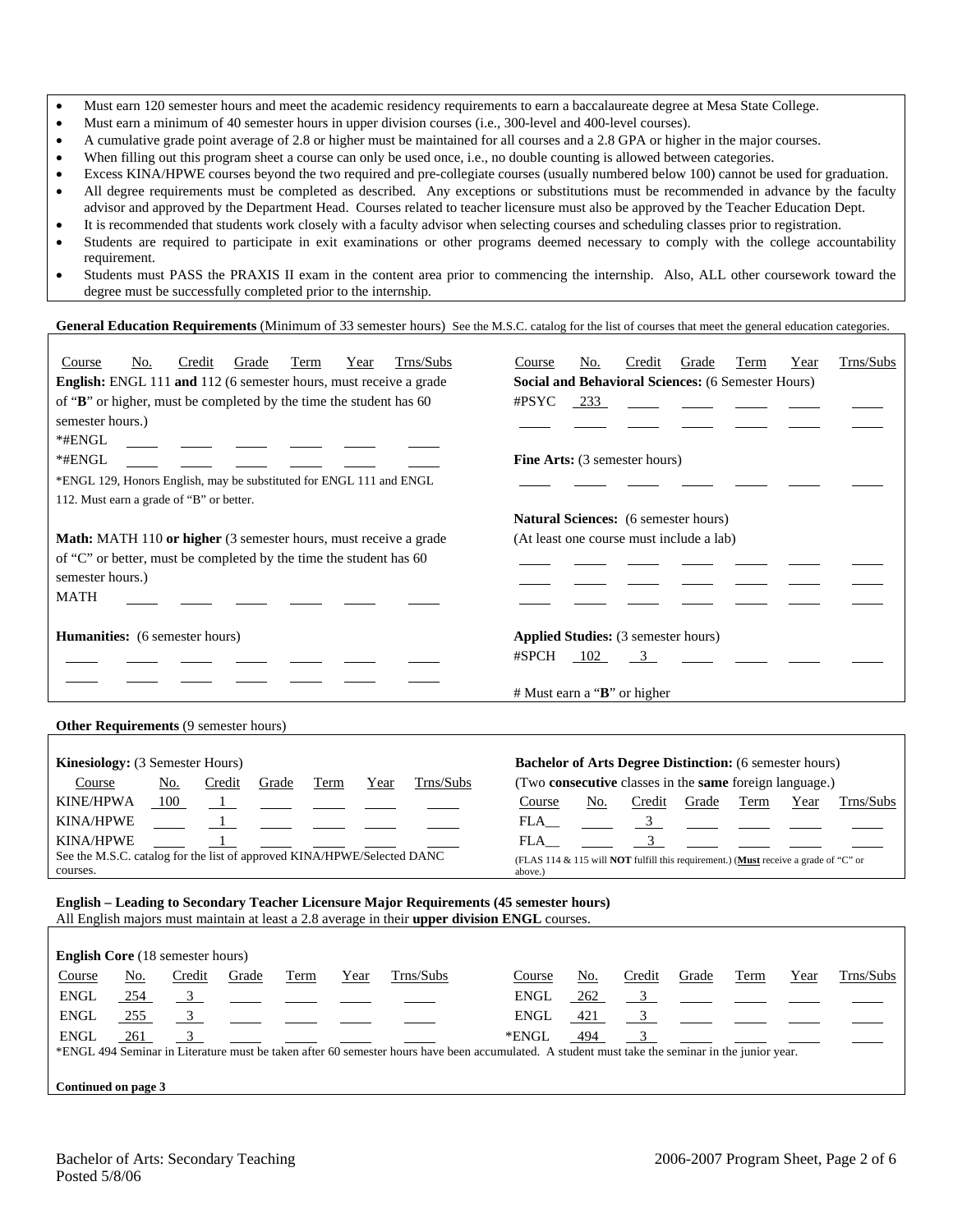- Must earn 120 semester hours and meet the academic residency requirements to earn a baccalaureate degree at Mesa State College.
- Must earn a minimum of 40 semester hours in upper division courses (i.e., 300-level and 400-level courses).
- A cumulative grade point average of 2.8 or higher must be maintained for all courses and a 2.8 GPA or higher in the major courses.
- When filling out this program sheet a course can only be used once, i.e., no double counting is allowed between categories.
- Excess KINA/HPWE courses beyond the two required and pre-collegiate courses (usually numbered below 100) cannot be used for graduation.
- All degree requirements must be completed as described. Any exceptions or substitutions must be recommended in advance by the faculty advisor and approved by the Department Head. Courses related to teacher licensure must also be approved by the Teacher Education Dept.
- It is recommended that students work closely with a faculty advisor when selecting courses and scheduling classes prior to registration.
- Students are required to participate in exit examinations or other programs deemed necessary to comply with the college accountability requirement.
- Students must PASS the PRAXIS II exam in the content area prior to commencing the internship. Also, ALL other coursework toward the degree must be successfully completed prior to the internship.

**General Education Requirements** (Minimum of 33 semester hours) See the M.S.C. catalog for the list of courses that meet the general education categories.

**English:** ENGL 111 **and** 112 (6 semester hours, must receive a grade of "**B**" or higher, must be completed by the time the student has 60 semester hours.)

| Course | No. | Credit | Grade | Term | Year | Trns/Subs |
|---|---|---|---|---|---|---|
| *#ENGL | | | | | | |
| *#ENGL | | | | | | |

*ENGL 129, Honors English, may be substituted for ENGL 111 and ENGL 112. Must earn a grade of "B" or better.

**Math:** MATH 110 **or higher** (3 semester hours, must receive a grade of "C" or better, must be completed by the time the student has 60 semester hours.)

| Course | No. | Credit | Grade | Term | Year | Trns/Subs |
|---|---|---|---|---|---|---|
| MATH | | | | | | |

**Humanities:** (6 semester hours)

| Course | No. | Credit | Grade | Term | Year | Trns/Subs |
|---|---|---|---|---|---|---|
| | | | | | | |
| | | | | | | |

**Social and Behavioral Sciences:** (6 Semester Hours)

| Course | No. | Credit | Grade | Term | Year | Trns/Subs |
|---|---|---|---|---|---|---|
| #PSYC | 233 | | | | | |
| | | | | | | |

**Fine Arts:** (3 semester hours)

| Course | No. | Credit | Grade | Term | Year | Trns/Subs |
|---|---|---|---|---|---|---|
| | | | | | | |

**Natural Sciences:** (6 semester hours)
(At least one course must include a lab)

| Course | No. | Credit | Grade | Term | Year | Trns/Subs |
|---|---|---|---|---|---|---|
| | | | | | | |
| | | | | | | |
| | | | | | | |

**Applied Studies:** (3 semester hours)

| Course | No. | Credit | Grade | Term | Year | Trns/Subs |
|---|---|---|---|---|---|---|
| #SPCH | 102 | 3 | | | | |

# Must earn a "**B**" or higher

**Other Requirements** (9 semester hours)

**Kinesiology:** (3 Semester Hours)

| Course | No. | Credit | Grade | Term | Year | Trns/Subs |
|---|---|---|---|---|---|---|
| KINE/HPWA | 100 | 1 | | | | |
| KINA/HPWE | | 1 | | | | |
| KINA/HPWE | | 1 | | | | |

See the M.S.C. catalog for the list of approved KINA/HPWE/Selected DANC courses.

**Bachelor of Arts Degree Distinction:** (6 semester hours)
(Two **consecutive** classes in the **same** foreign language.)

| Course | No. | Credit | Grade | Term | Year | Trns/Subs |
|---|---|---|---|---|---|---|
| FLA__ | | 3 | | | | |
| FLA__ | | 3 | | | | |

(FLAS 114 & 115 will **NOT** fulfill this requirement.) (**Must** receive a grade of "C" or above.)

**English – Leading to Secondary Teacher Licensure Major Requirements (45 semester hours)**
All English majors must maintain at least a 2.8 average in their **upper division ENGL** courses.

**English Core** (18 semester hours)

| Course | No. | Credit | Grade | Term | Year | Trns/Subs |
|---|---|---|---|---|---|---|
| ENGL | 254 | 3 | | | | |
| ENGL | 255 | 3 | | | | |
| ENGL | 261 | 3 | | | | |
| ENGL | 262 | 3 | | | | |
| ENGL | 421 | 3 | | | | |
| *ENGL | 494 | 3 | | | | |

*ENGL 494 Seminar in Literature must be taken after 60 semester hours have been accumulated. A student must take the seminar in the junior year.

**Continued on page 3**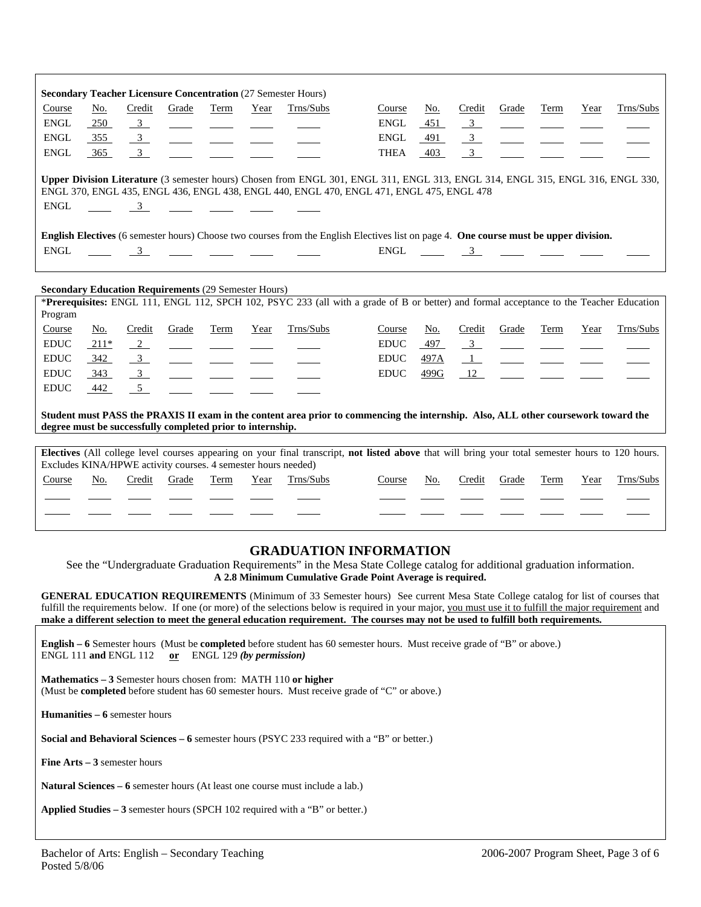**Secondary Teacher Licensure Concentration** (27 Semester Hours)

| Course | No. | Credit | Grade | Term | Year | Trns/Subs | Course | No. | Credit | Grade | Term | Year | Trns/Subs |
|---|---|---|---|---|---|---|---|---|---|---|---|---|---|
| ENGL | 250 | 3 | | | | | ENGL | 451 | 3 | | | | |
| ENGL | 355 | 3 | | | | | ENGL | 491 | 3 | | | | |
| ENGL | 365 | 3 | | | | | THEA | 403 | 3 | | | | |

**Upper Division Literature** (3 semester hours) Chosen from ENGL 301, ENGL 311, ENGL 313, ENGL 314, ENGL 315, ENGL 316, ENGL 330, ENGL 370, ENGL 435, ENGL 436, ENGL 438, ENGL 440, ENGL 470, ENGL 471, ENGL 475, ENGL 478

| Course | No. | Credit | Grade | Term | Year | Trns/Subs |
|---|---|---|---|---|---|---|
| ENGL | | 3 | | | | |

**English Electives** (6 semester hours) Choose two courses from the English Electives list on page 4. **One course must be upper division.**

| Course | No. | Credit | Grade | Term | Year | Trns/Subs | Course | No. | Credit | Grade | Term | Year | Trns/Subs |
|---|---|---|---|---|---|---|---|---|---|---|---|---|---|
| ENGL | | 3 | | | | | ENGL | | 3 | | | | |

**Secondary Education Requirements** (29 Semester Hours)

\***Prerequisites:** ENGL 111, ENGL 112, SPCH 102, PSYC 233 (all with a grade of B or better) and formal acceptance to the Teacher Education Program

| Course | No. | Credit | Grade | Term | Year | Trns/Subs | Course | No. | Credit | Grade | Term | Year | Trns/Subs |
|---|---|---|---|---|---|---|---|---|---|---|---|---|---|
| EDUC | 211* | 2 | | | | | EDUC | 497 | 3 | | | | |
| EDUC | 342 | 3 | | | | | EDUC | 497A | 1 | | | | |
| EDUC | 343 | 3 | | | | | EDUC | 499G | 12 | | | | |
| EDUC | 442 | 5 | | | | | | | | | | | |

**Student must PASS the PRAXIS II exam in the content area prior to commencing the internship. Also, ALL other coursework toward the degree must be successfully completed prior to internship.**

**Electives** (All college level courses appearing on your final transcript, **not listed above** that will bring your total semester hours to 120 hours. Excludes KINA/HPWE activity courses. 4 semester hours needed)

| Course | No. | Credit | Grade | Term | Year | Trns/Subs | Course | No. | Credit | Grade | Term | Year | Trns/Subs |
|---|---|---|---|---|---|---|---|---|---|---|---|---|---|
| | | | | | | | | | | | | | |
| | | | | | | | | | | | | | |

## GRADUATION INFORMATION

See the "Undergraduate Graduation Requirements" in the Mesa State College catalog for additional graduation information.
**A 2.8 Minimum Cumulative Grade Point Average is required.**

**GENERAL EDUCATION REQUIREMENTS** (Minimum of 33 Semester hours) See current Mesa State College catalog for list of courses that fulfill the requirements below. If one (or more) of the selections below is required in your major, you must use it to fulfill the major requirement and **make a different selection to meet the general education requirement. The courses may not be used to fulfill both requirements.**

**English – 6** Semester hours (Must be **completed** before student has 60 semester hours. Must receive grade of "B" or above.)
ENGL 111 **and** ENGL 112 **or** ENGL 129 ***(by permission)***

**Mathematics – 3** Semester hours chosen from: MATH 110 **or higher**
(Must be **completed** before student has 60 semester hours. Must receive grade of "C" or above.)

**Humanities – 6** semester hours

**Social and Behavioral Sciences – 6** semester hours (PSYC 233 required with a "B" or better.)

**Fine Arts – 3** semester hours

**Natural Sciences – 6** semester hours (At least one course must include a lab.)

**Applied Studies – 3** semester hours (SPCH 102 required with a "B" or better.)

Bachelor of Arts: English – Secondary Teaching
Posted 5/8/06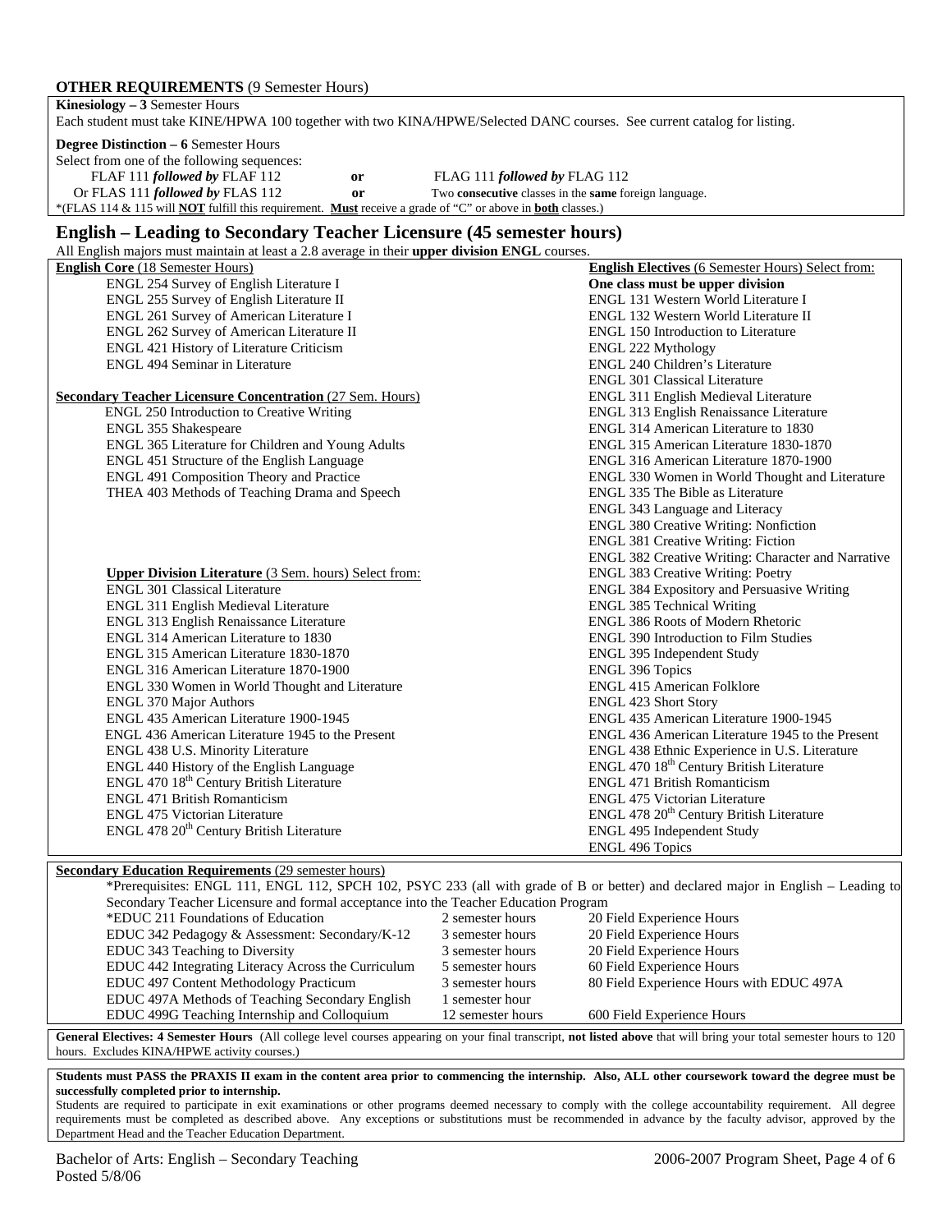**OTHER REQUIREMENTS** (9 Semester Hours)

**Kinesiology – 3** Semester Hours

Each student must take KINE/HPWA 100 together with two KINA/HPWE/Selected DANC courses. See current catalog for listing.

**Degree Distinction – 6** Semester Hours

Select from one of the following sequences:

| | | |
|---|---|---|
| FLAF 111 ***followed by*** FLAF 112 | **or** | FLAG 111 ***followed by*** FLAG 112 |
| Or FLAS 111 ***followed by*** FLAS 112 | **or** | Two **consecutive** classes in the **same** foreign language. |

*(FLAS 114 & 115 will **NOT** fulfill this requirement. **Must** receive a grade of "C" or above in **both** classes.)

## English – Leading to Secondary Teacher Licensure (45 semester hours)

All English majors must maintain at least a 2.8 average in their **upper division ENGL** courses.

**English Core** (18 Semester Hours)

- ENGL 254 Survey of English Literature I
- ENGL 255 Survey of English Literature II
- ENGL 261 Survey of American Literature I
- ENGL 262 Survey of American Literature II
- ENGL 421 History of Literature Criticism
- ENGL 494 Seminar in Literature

**Secondary Teacher Licensure Concentration** (27 Sem. Hours)

- ENGL 250 Introduction to Creative Writing
- ENGL 355 Shakespeare
- ENGL 365 Literature for Children and Young Adults
- ENGL 451 Structure of the English Language
- ENGL 491 Composition Theory and Practice
- THEA 403 Methods of Teaching Drama and Speech

**Upper Division Literature** (3 Sem. hours) Select from:

- ENGL 301 Classical Literature
- ENGL 311 English Medieval Literature
- ENGL 313 English Renaissance Literature
- ENGL 314 American Literature to 1830
- ENGL 315 American Literature 1830-1870
- ENGL 316 American Literature 1870-1900
- ENGL 330 Women in World Thought and Literature
- ENGL 370 Major Authors
- ENGL 435 American Literature 1900-1945
- ENGL 436 American Literature 1945 to the Present
- ENGL 438 U.S. Minority Literature
- ENGL 440 History of the English Language
- ENGL 470 18th Century British Literature
- ENGL 471 British Romanticism
- ENGL 475 Victorian Literature
- ENGL 478 20th Century British Literature

**English Electives** (6 Semester Hours) Select from:

**One class must be upper division**

- ENGL 131 Western World Literature I
- ENGL 132 Western World Literature II
- ENGL 150 Introduction to Literature
- ENGL 222 Mythology
- ENGL 240 Children's Literature
- ENGL 301 Classical Literature
- ENGL 311 English Medieval Literature
- ENGL 313 English Renaissance Literature
- ENGL 314 American Literature to 1830
- ENGL 315 American Literature 1830-1870
- ENGL 316 American Literature 1870-1900
- ENGL 330 Women in World Thought and Literature
- ENGL 335 The Bible as Literature
- ENGL 343 Language and Literacy
- ENGL 380 Creative Writing: Nonfiction
- ENGL 381 Creative Writing: Fiction
- ENGL 382 Creative Writing: Character and Narrative
- ENGL 383 Creative Writing: Poetry
- ENGL 384 Expository and Persuasive Writing
- ENGL 385 Technical Writing
- ENGL 386 Roots of Modern Rhetoric
- ENGL 390 Introduction to Film Studies
- ENGL 395 Independent Study
- ENGL 396 Topics
- ENGL 415 American Folklore
- ENGL 423 Short Story
- ENGL 435 American Literature 1900-1945
- ENGL 436 American Literature 1945 to the Present
- ENGL 438 Ethnic Experience in U.S. Literature
- ENGL 470 18th Century British Literature
- ENGL 471 British Romanticism
- ENGL 475 Victorian Literature
- ENGL 478 20th Century British Literature
- ENGL 495 Independent Study
- ENGL 496 Topics

**Secondary Education Requirements** (29 semester hours)

*Prerequisites: ENGL 111, ENGL 112, SPCH 102, PSYC 233 (all with grade of B or better) and declared major in English – Leading to Secondary Teacher Licensure and formal acceptance into the Teacher Education Program

| Course | Hours | Field Experience |
|---|---|---|
| *EDUC 211 Foundations of Education | 2 semester hours | 20 Field Experience Hours |
| EDUC 342 Pedagogy & Assessment: Secondary/K-12 | 3 semester hours | 20 Field Experience Hours |
| EDUC 343 Teaching to Diversity | 3 semester hours | 20 Field Experience Hours |
| EDUC 442 Integrating Literacy Across the Curriculum | 5 semester hours | 60 Field Experience Hours |
| EDUC 497 Content Methodology Practicum | 3 semester hours | 80 Field Experience Hours with EDUC 497A |
| EDUC 497A Methods of Teaching Secondary English | 1 semester hour | |
| EDUC 499G Teaching Internship and Colloquium | 12 semester hours | 600 Field Experience Hours |

**General Electives: 4 Semester Hours** (All college level courses appearing on your final transcript, **not listed above** that will bring your total semester hours to 120 hours. Excludes KINA/HPWE activity courses.)

**Students must PASS the PRAXIS II exam in the content area prior to commencing the internship. Also, ALL other coursework toward the degree must be successfully completed prior to internship.**

Students are required to participate in exit examinations or other programs deemed necessary to comply with the college accountability requirement. All degree requirements must be completed as described above. Any exceptions or substitutions must be recommended in advance by the faculty advisor, approved by the Department Head and the Teacher Education Department.

Bachelor of Arts: English – Secondary Teaching
Posted 5/8/06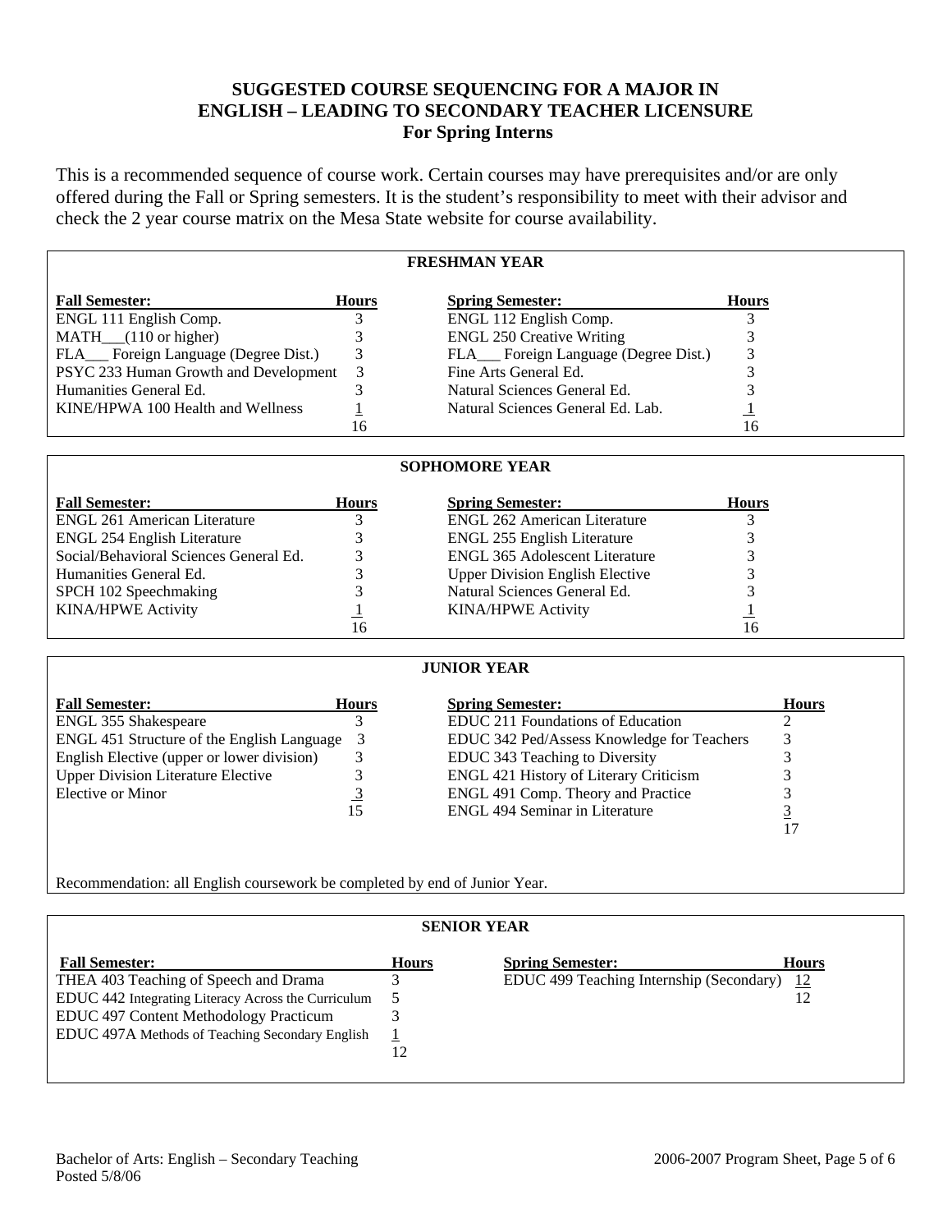# SUGGESTED COURSE SEQUENCING FOR A MAJOR IN ENGLISH – LEADING TO SECONDARY TEACHER LICENSURE
## For Spring Interns

This is a recommended sequence of course work. Certain courses may have prerequisites and/or are only offered during the Fall or Spring semesters. It is the student's responsibility to meet with their advisor and check the 2 year course matrix on the Mesa State website for course availability.

### FRESHMAN YEAR

| Fall Semester: | Hours | Spring Semester: | Hours |
|---|---|---|---|
| ENGL 111 English Comp. | 3 | ENGL 112 English Comp. | 3 |
| MATH___(110 or higher) | 3 | ENGL 250 Creative Writing | 3 |
| FLA___ Foreign Language (Degree Dist.) | 3 | FLA___ Foreign Language (Degree Dist.) | 3 |
| PSYC 233 Human Growth and Development | 3 | Fine Arts General Ed. | 3 |
| Humanities General Ed. | 3 | Natural Sciences General Ed. | 3 |
| KINE/HPWA 100 Health and Wellness | 1 | Natural Sciences General Ed. Lab. | 1 |
| | 16 | | 16 |

### SOPHOMORE YEAR

| Fall Semester: | Hours | Spring Semester: | Hours |
|---|---|---|---|
| ENGL 261 American Literature | 3 | ENGL 262 American Literature | 3 |
| ENGL 254 English Literature | 3 | ENGL 255 English Literature | 3 |
| Social/Behavioral Sciences General Ed. | 3 | ENGL 365 Adolescent Literature | 3 |
| Humanities General Ed. | 3 | Upper Division English Elective | 3 |
| SPCH 102 Speechmaking | 3 | Natural Sciences General Ed. | 3 |
| KINA/HPWE Activity | 1 | KINA/HPWE Activity | 1 |
| | 16 | | 16 |

### JUNIOR YEAR

| Fall Semester: | Hours | Spring Semester: | Hours |
|---|---|---|---|
| ENGL 355 Shakespeare | 3 | EDUC 211 Foundations of Education | 2 |
| ENGL 451 Structure of the English Language | 3 | EDUC 342 Ped/Assess Knowledge for Teachers | 3 |
| English Elective (upper or lower division) | 3 | EDUC 343 Teaching to Diversity | 3 |
| Upper Division Literature Elective | 3 | ENGL 421 History of Literary Criticism | 3 |
| Elective or Minor | 3 | ENGL 491 Comp. Theory and Practice | 3 |
| | 15 | ENGL 494 Seminar in Literature | 3 |
| | | | 17 |

Recommendation: all English coursework be completed by end of Junior Year.

### SENIOR YEAR

| Fall Semester: | Hours | Spring Semester: | Hours |
|---|---|---|---|
| THEA 403 Teaching of Speech and Drama | 3 | EDUC 499 Teaching Internship (Secondary) | 12 |
| EDUC 442 Integrating Literacy Across the Curriculum | 5 | | 12 |
| EDUC 497 Content Methodology Practicum | 3 | | |
| EDUC 497A Methods of Teaching Secondary English | 1 | | |
| | 12 | | |

Bachelor of Arts: English – Secondary Teaching
Posted 5/8/06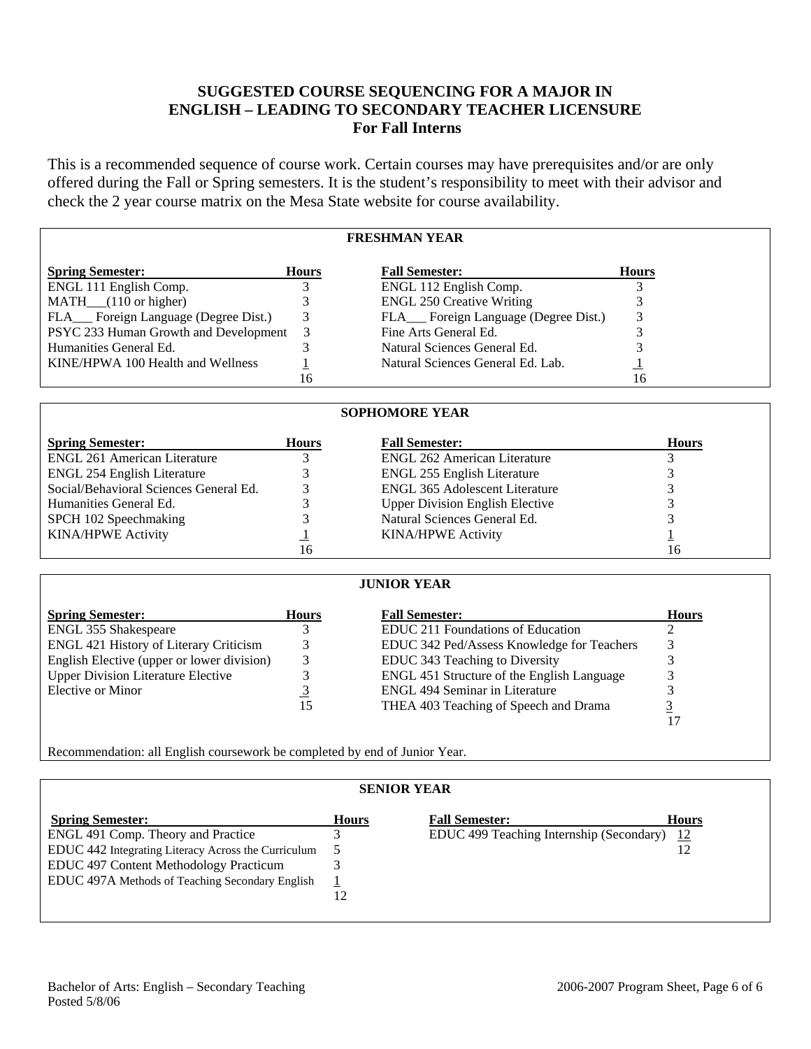# SUGGESTED COURSE SEQUENCING FOR A MAJOR IN ENGLISH – LEADING TO SECONDARY TEACHER LICENSURE

## For Fall Interns

This is a recommended sequence of course work. Certain courses may have prerequisites and/or are only offered during the Fall or Spring semesters. It is the student's responsibility to meet with their advisor and check the 2 year course matrix on the Mesa State website for course availability.

### FRESHMAN YEAR

| Spring Semester: | Hours | Fall Semester: | Hours |
|---|---|---|---|
| ENGL 111 English Comp. | 3 | ENGL 112 English Comp. | 3 |
| MATH___(110 or higher) | 3 | ENGL 250 Creative Writing | 3 |
| FLA___ Foreign Language (Degree Dist.) | 3 | FLA___ Foreign Language (Degree Dist.) | 3 |
| PSYC 233 Human Growth and Development | 3 | Fine Arts General Ed. | 3 |
| Humanities General Ed. | 3 | Natural Sciences General Ed. | 3 |
| KINE/HPWA 100 Health and Wellness | 1 | Natural Sciences General Ed. Lab. | 1 |
| | 16 | | 16 |

### SOPHOMORE YEAR

| Spring Semester: | Hours | Fall Semester: | Hours |
|---|---|---|---|
| ENGL 261 American Literature | 3 | ENGL 262 American Literature | 3 |
| ENGL 254 English Literature | 3 | ENGL 255 English Literature | 3 |
| Social/Behavioral Sciences General Ed. | 3 | ENGL 365 Adolescent Literature | 3 |
| Humanities General Ed. | 3 | Upper Division English Elective | 3 |
| SPCH 102 Speechmaking | 3 | Natural Sciences General Ed. | 3 |
| KINA/HPWE Activity | 1 | KINA/HPWE Activity | 1 |
| | 16 | | 16 |

### JUNIOR YEAR

| Spring Semester: | Hours | Fall Semester: | Hours |
|---|---|---|---|
| ENGL 355 Shakespeare | 3 | EDUC 211 Foundations of Education | 2 |
| ENGL 421 History of Literary Criticism | 3 | EDUC 342 Ped/Assess Knowledge for Teachers | 3 |
| English Elective (upper or lower division) | 3 | EDUC 343 Teaching to Diversity | 3 |
| Upper Division Literature Elective | 3 | ENGL 451 Structure of the English Language | 3 |
| Elective or Minor | 3 | ENGL 494 Seminar in Literature | 3 |
| | 15 | THEA 403 Teaching of Speech and Drama | 3 |
| | | | 17 |

Recommendation: all English coursework be completed by end of Junior Year.

### SENIOR YEAR

| Spring Semester: | Hours | Fall Semester: | Hours |
|---|---|---|---|
| ENGL 491 Comp. Theory and Practice | 3 | EDUC 499 Teaching Internship (Secondary) | 12 |
| EDUC 442 Integrating Literacy Across the Curriculum | 5 | | 12 |
| EDUC 497 Content Methodology Practicum | 3 | | |
| EDUC 497A Methods of Teaching Secondary English | 1 | | |
| | 12 | | |

Bachelor of Arts: English – Secondary Teaching
Posted 5/8/06

2006-2007 Program Sheet, Page 6 of 6